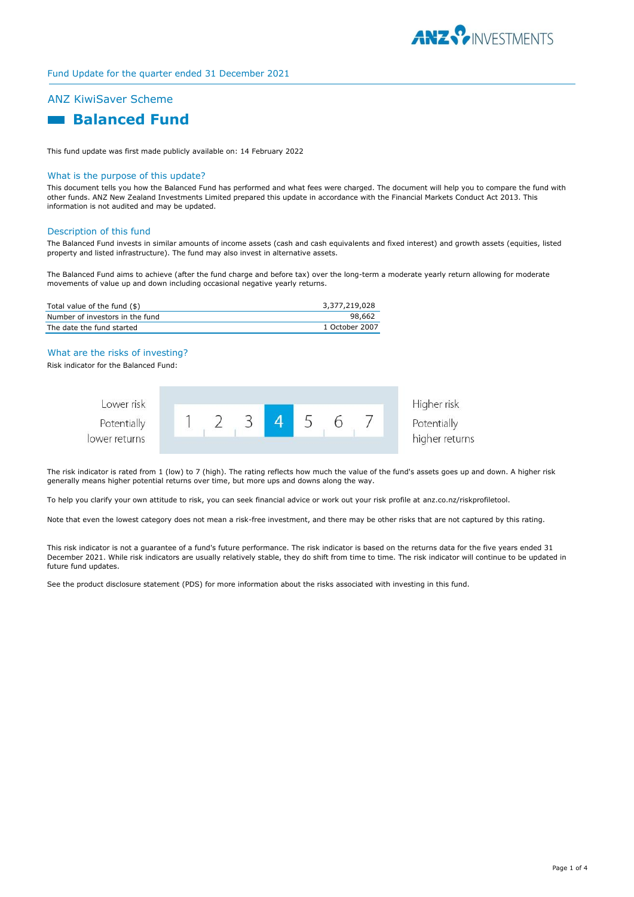Fund Update for the quarter ended 31 December 2021

## ANZ KiwiSaver Scheme

# Balanced Fund

This fund update was first made publicly available on: 14 February 2022

### What is the purpose of this update?

This document tells you how the Balanced Fund has performed and what fees were charged. The document will help you to compare the fund with other funds. ANZ New Zealand Investments Limited prepared this update in accordance with the Financial Markets Conduct Act 2013. This information is not audited and may be updated.

### Description of this fund

The Balanced Fund invests in similar amounts of income assets (cash and cash equivalents and fixed interest) and growth assets (equities, listed property and listed infrastructure). The fund may also invest in alternative assets.

The Balanced Fund aims to achieve (after the fund charge and before tax) over the long-term a moderate yearly return allowing for moderate movements of value up and down including occasional negative yearly returns.

| | |
|---|---|
| Total value of the fund ($) | 3,377,219,028 |
| Number of investors in the fund | 98,662 |
| The date the fund started | 1 October 2007 |

### What are the risks of investing?

Risk indicator for the Balanced Fund:

| Lower risk<br>Potentially lower returns | 1 | 2 | 3 | **4** | 5 | 6 | 7 | Higher risk<br>Potentially higher returns |
|---|---|---|---|---|---|---|---|---|

The risk indicator is rated from 1 (low) to 7 (high). The rating reflects how much the value of the fund's assets goes up and down. A higher risk generally means higher potential returns over time, but more ups and downs along the way.

To help you clarify your own attitude to risk, you can seek financial advice or work out your risk profile at anz.co.nz/riskprofiletool.

Note that even the lowest category does not mean a risk-free investment, and there may be other risks that are not captured by this rating.

This risk indicator is not a guarantee of a fund's future performance. The risk indicator is based on the returns data for the five years ended 31 December 2021. While risk indicators are usually relatively stable, they do shift from time to time. The risk indicator will continue to be updated in future fund updates.

See the product disclosure statement (PDS) for more information about the risks associated with investing in this fund.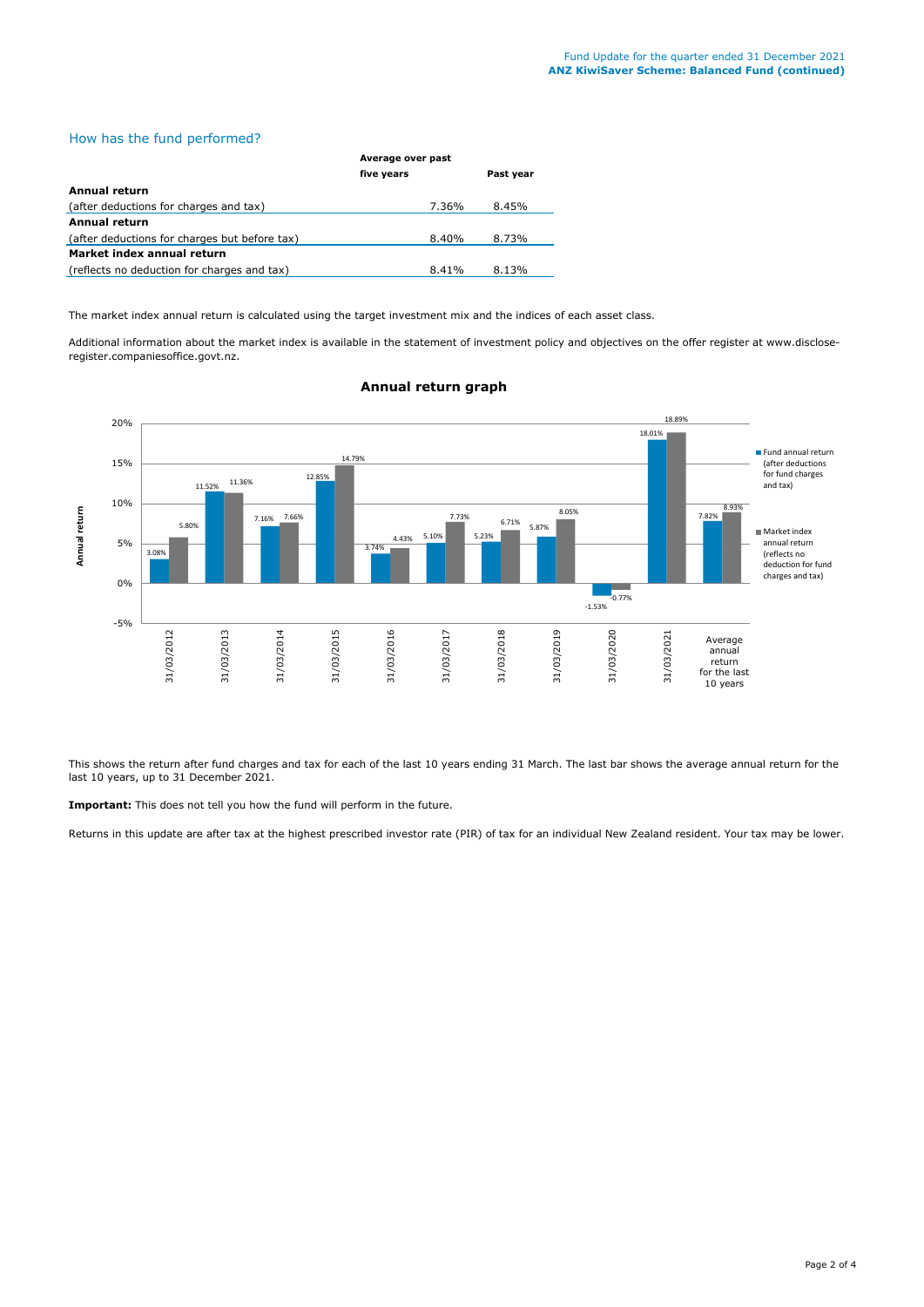## How has the fund performed?

| | Average over past five years | Past year |
|---|---|---|
| **Annual return** | | |
| (after deductions for charges and tax) | 7.36% | 8.45% |
| **Annual return** | | |
| (after deductions for charges but before tax) | 8.40% | 8.73% |
| **Market index annual return** | | |
| (reflects no deduction for charges and tax) | 8.41% | 8.13% |

The market index annual return is calculated using the target investment mix and the indices of each asset class.

Additional information about the market index is available in the statement of investment policy and objectives on the offer register at www.disclose-register.companiesoffice.govt.nz.

### Annual return graph

| | Fund annual return (after deductions for fund charges and tax) | Market index annual return (reflects no deduction for fund charges and tax) |
|---|---|---|
| 31/03/2012 | 3.08% | 5.80% |
| 31/03/2013 | 11.52% | 11.36% |
| 31/03/2014 | 7.16% | 7.66% |
| 31/03/2015 | 12.85% | 14.79% |
| 31/03/2016 | 3.74% | 4.43% |
| 31/03/2017 | 5.10% | 7.73% |
| 31/03/2018 | 5.23% | 6.71% |
| 31/03/2019 | 5.87% | 8.05% |
| 31/03/2020 | -1.53% | -0.77% |
| 31/03/2021 | 18.01% | 18.89% |
| Average annual return for the last 10 years | 7.82% | 8.93% |

This shows the return after fund charges and tax for each of the last 10 years ending 31 March. The last bar shows the average annual return for the last 10 years, up to 31 December 2021.

**Important:** This does not tell you how the fund will perform in the future.

Returns in this update are after tax at the highest prescribed investor rate (PIR) of tax for an individual New Zealand resident. Your tax may be lower.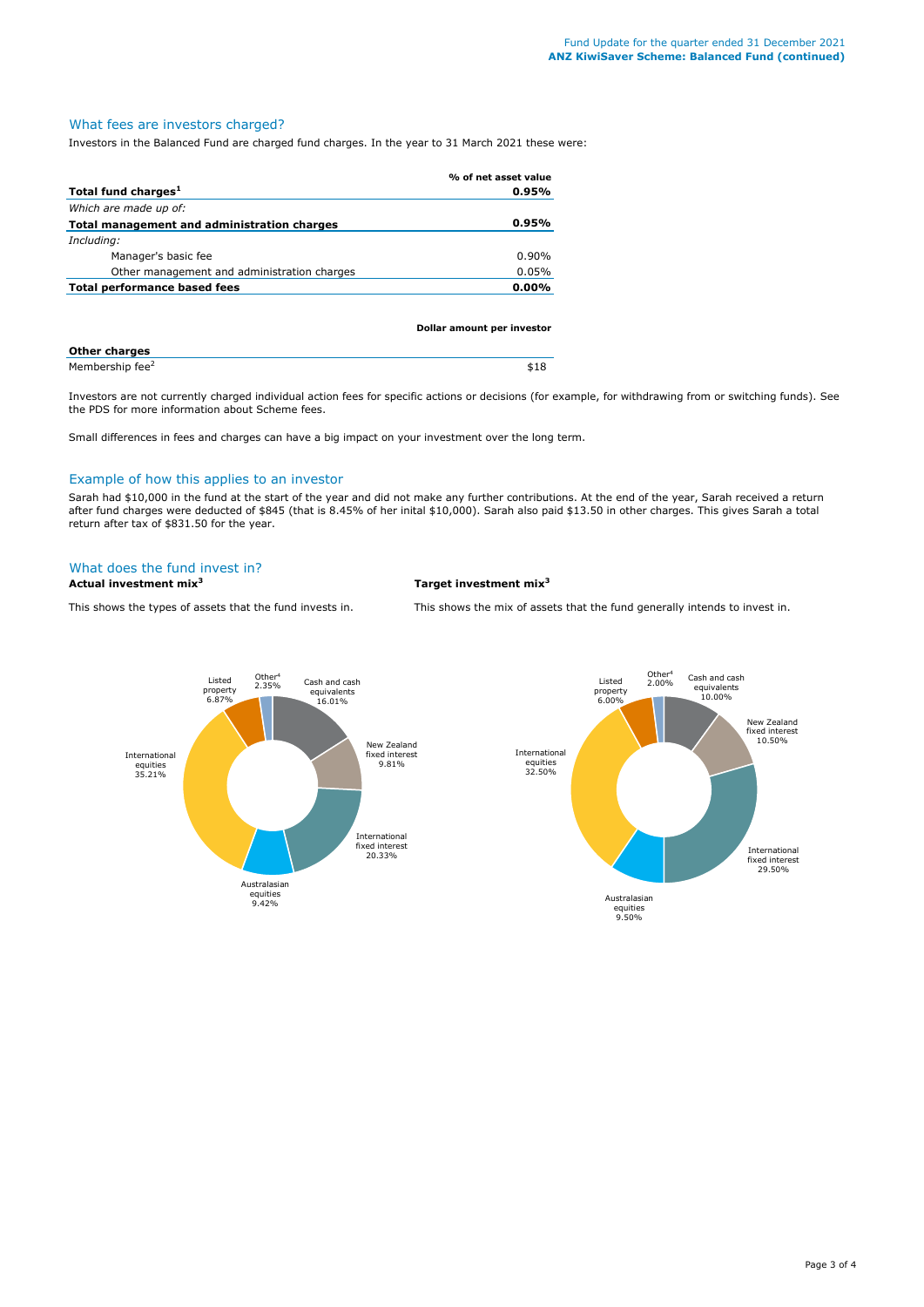## What fees are investors charged?

Investors in the Balanced Fund are charged fund charges. In the year to 31 March 2021 these were:

| | % of net asset value |
|---|---|
| **Total fund charges**[1] | **0.95%** |
| *Which are made up of:* | |
| **Total management and administration charges** | **0.95%** |
| *Including:* | |
| Manager's basic fee | 0.90% |
| Other management and administration charges | 0.05% |
| **Total performance based fees** | **0.00%** |

| | Dollar amount per investor |
|---|---|
| **Other charges** | |
| Membership fee[2] | $18 |

Investors are not currently charged individual action fees for specific actions or decisions (for example, for withdrawing from or switching funds). See the PDS for more information about Scheme fees.

Small differences in fees and charges can have a big impact on your investment over the long term.

## Example of how this applies to an investor

Sarah had $10,000 in the fund at the start of the year and did not make any further contributions. At the end of the year, Sarah received a return after fund charges were deducted of $845 (that is 8.45% of her inital $10,000). Sarah also paid $13.50 in other charges. This gives Sarah a total return after tax of $831.50 for the year.

## What does the fund invest in?

### Actual investment mix[3]

This shows the types of assets that the fund invests in.

| Asset type | % |
|---|---|
| Cash and cash equivalents | 16.01% |
| New Zealand fixed interest | 9.81% |
| International fixed interest | 20.33% |
| Australasian equities | 9.42% |
| International equities | 35.21% |
| Listed property | 6.87% |
| Other[4] | 2.35% |

### Target investment mix[3]

This shows the mix of assets that the fund generally intends to invest in.

| Asset type | % |
|---|---|
| Cash and cash equivalents | 10.00% |
| New Zealand fixed interest | 10.50% |
| International fixed interest | 29.50% |
| Australasian equities | 9.50% |
| International equities | 32.50% |
| Listed property | 6.00% |
| Other[4] | 2.00% |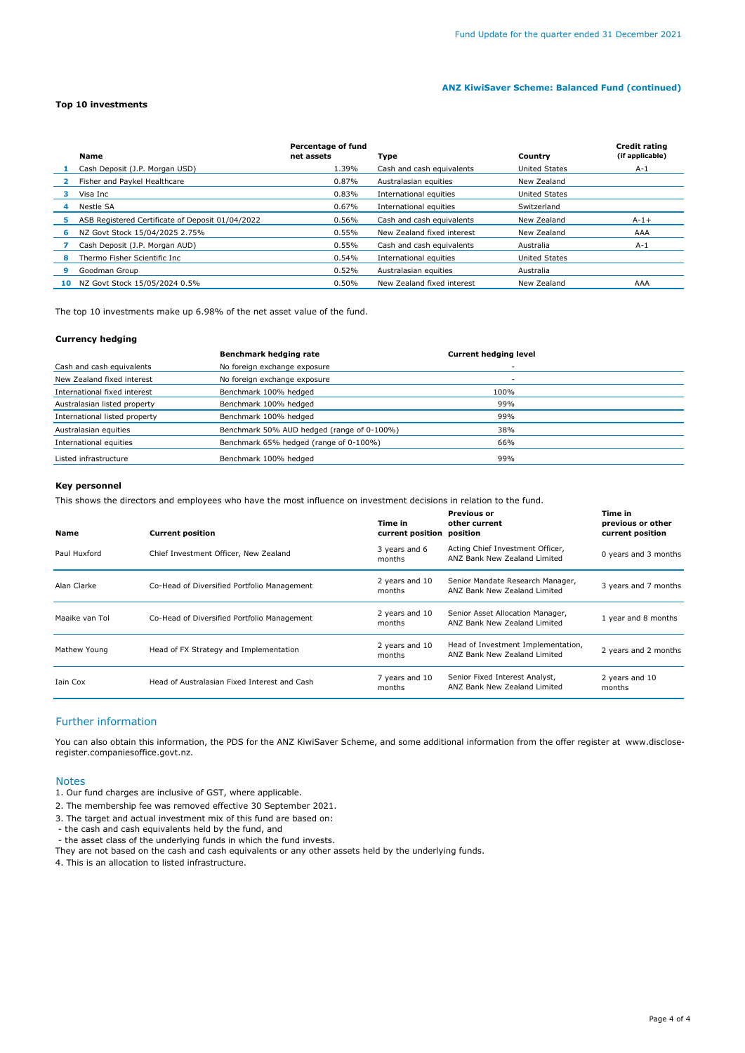**ANZ KiwiSaver Scheme: Balanced Fund (continued)**

### Top 10 investments

| | Name | Percentage of fund net assets | Type | Country | Credit rating (if applicable) |
|---|---|---|---|---|---|
| 1 | Cash Deposit (J.P. Morgan USD) | 1.39% | Cash and cash equivalents | United States | A-1 |
| 2 | Fisher and Paykel Healthcare | 0.87% | Australasian equities | New Zealand | |
| 3 | Visa Inc | 0.83% | International equities | United States | |
| 4 | Nestle SA | 0.67% | International equities | Switzerland | |
| 5 | ASB Registered Certificate of Deposit 01/04/2022 | 0.56% | Cash and cash equivalents | New Zealand | A-1+ |
| 6 | NZ Govt Stock 15/04/2025 2.75% | 0.55% | New Zealand fixed interest | New Zealand | AAA |
| 7 | Cash Deposit (J.P. Morgan AUD) | 0.55% | Cash and cash equivalents | Australia | A-1 |
| 8 | Thermo Fisher Scientific Inc | 0.54% | International equities | United States | |
| 9 | Goodman Group | 0.52% | Australasian equities | Australia | |
| 10 | NZ Govt Stock 15/05/2024 0.5% | 0.50% | New Zealand fixed interest | New Zealand | AAA |

The top 10 investments make up 6.98% of the net asset value of the fund.

### Currency hedging

| | Benchmark hedging rate | Current hedging level |
|---|---|---|
| Cash and cash equivalents | No foreign exchange exposure | - |
| New Zealand fixed interest | No foreign exchange exposure | - |
| International fixed interest | Benchmark 100% hedged | 100% |
| Australasian listed property | Benchmark 100% hedged | 99% |
| International listed property | Benchmark 100% hedged | 99% |
| Australasian equities | Benchmark 50% AUD hedged (range of 0-100%) | 38% |
| International equities | Benchmark 65% hedged (range of 0-100%) | 66% |
| Listed infrastructure | Benchmark 100% hedged | 99% |

### Key personnel

This shows the directors and employees who have the most influence on investment decisions in relation to the fund.

| Name | Current position | Time in current position | Previous or other current position | Time in previous or other current position |
|---|---|---|---|---|
| Paul Huxford | Chief Investment Officer, New Zealand | 3 years and 6 months | Acting Chief Investment Officer, ANZ Bank New Zealand Limited | 0 years and 3 months |
| Alan Clarke | Co-Head of Diversified Portfolio Management | 2 years and 10 months | Senior Mandate Research Manager, ANZ Bank New Zealand Limited | 3 years and 7 months |
| Maaike van Tol | Co-Head of Diversified Portfolio Management | 2 years and 10 months | Senior Asset Allocation Manager, ANZ Bank New Zealand Limited | 1 year and 8 months |
| Mathew Young | Head of FX Strategy and Implementation | 2 years and 10 months | Head of Investment Implementation, ANZ Bank New Zealand Limited | 2 years and 2 months |
| Iain Cox | Head of Australasian Fixed Interest and Cash | 7 years and 10 months | Senior Fixed Interest Analyst, ANZ Bank New Zealand Limited | 2 years and 10 months |

## Further information

You can also obtain this information, the PDS for the ANZ KiwiSaver Scheme, and some additional information from the offer register at www.disclose-register.companiesoffice.govt.nz.

## Notes

1. Our fund charges are inclusive of GST, where applicable.
2. The membership fee was removed effective 30 September 2021.
3. The target and actual investment mix of this fund are based on:
 - the cash and cash equivalents held by the fund, and
 - the asset class of the underlying funds in which the fund invests.

They are not based on the cash and cash equivalents or any other assets held by the underlying funds.

4. This is an allocation to listed infrastructure.